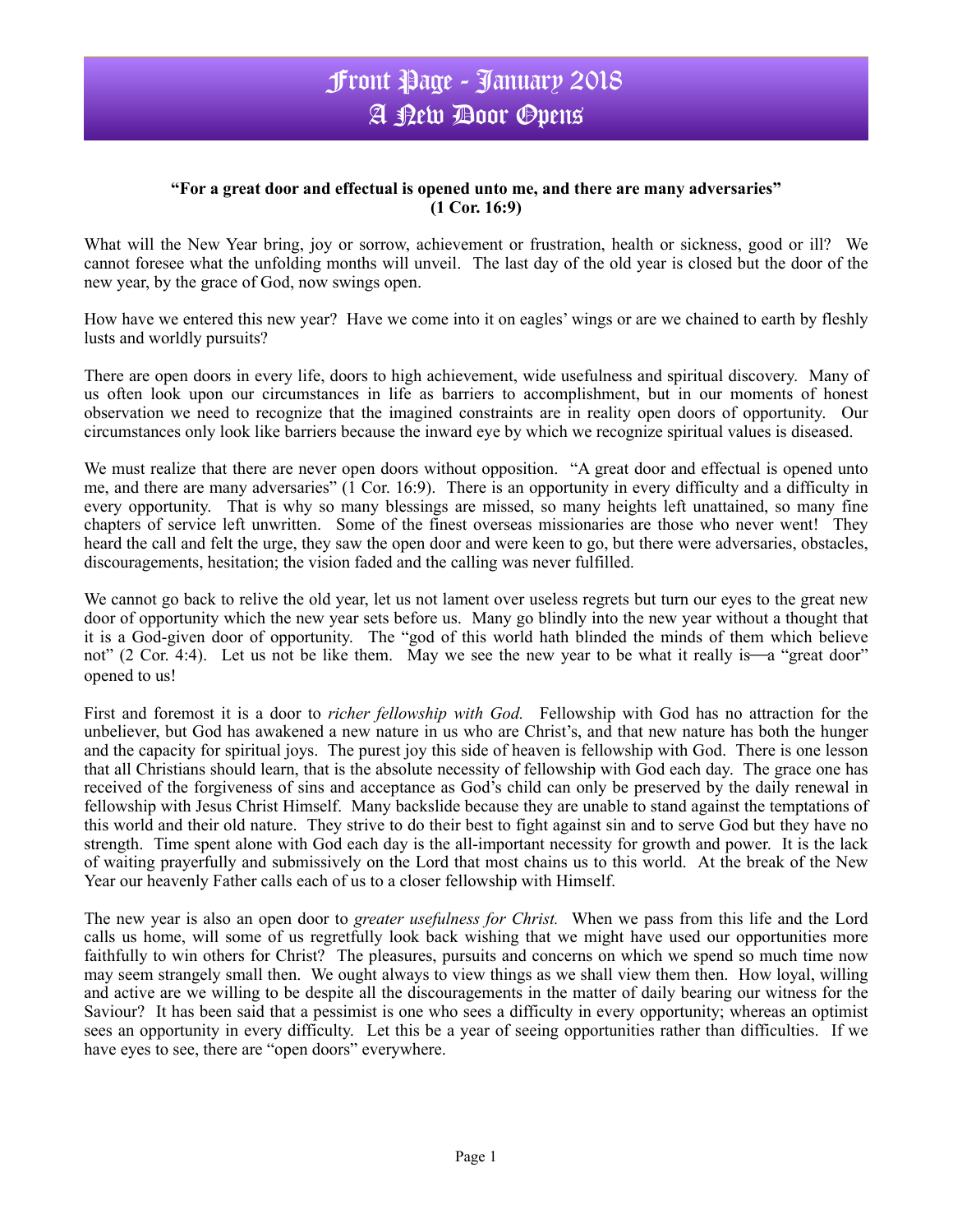# Front Page - January 2018
# A New Door Opens

**"For a great door and effectual is opened unto me, and there are many adversaries" (1 Cor. 16:9)**

What will the New Year bring, joy or sorrow, achievement or frustration, health or sickness, good or ill? We cannot foresee what the unfolding months will unveil. The last day of the old year is closed but the door of the new year, by the grace of God, now swings open.

How have we entered this new year? Have we come into it on eagles' wings or are we chained to earth by fleshly lusts and worldly pursuits?

There are open doors in every life, doors to high achievement, wide usefulness and spiritual discovery. Many of us often look upon our circumstances in life as barriers to accomplishment, but in our moments of honest observation we need to recognize that the imagined constraints are in reality open doors of opportunity. Our circumstances only look like barriers because the inward eye by which we recognize spiritual values is diseased.

We must realize that there are never open doors without opposition. "A great door and effectual is opened unto me, and there are many adversaries" (1 Cor. 16:9). There is an opportunity in every difficulty and a difficulty in every opportunity. That is why so many blessings are missed, so many heights left unattained, so many fine chapters of service left unwritten. Some of the finest overseas missionaries are those who never went! They heard the call and felt the urge, they saw the open door and were keen to go, but there were adversaries, obstacles, discouragements, hesitation; the vision faded and the calling was never fulfilled.

We cannot go back to relive the old year, let us not lament over useless regrets but turn our eyes to the great new door of opportunity which the new year sets before us. Many go blindly into the new year without a thought that it is a God-given door of opportunity. The "god of this world hath blinded the minds of them which believe not" (2 Cor. 4:4). Let us not be like them. May we see the new year to be what it really is—a "great door" opened to us!

First and foremost it is a door to *richer fellowship with God.* Fellowship with God has no attraction for the unbeliever, but God has awakened a new nature in us who are Christ's, and that new nature has both the hunger and the capacity for spiritual joys. The purest joy this side of heaven is fellowship with God. There is one lesson that all Christians should learn, that is the absolute necessity of fellowship with God each day. The grace one has received of the forgiveness of sins and acceptance as God's child can only be preserved by the daily renewal in fellowship with Jesus Christ Himself. Many backslide because they are unable to stand against the temptations of this world and their old nature. They strive to do their best to fight against sin and to serve God but they have no strength. Time spent alone with God each day is the all-important necessity for growth and power. It is the lack of waiting prayerfully and submissively on the Lord that most chains us to this world. At the break of the New Year our heavenly Father calls each of us to a closer fellowship with Himself.

The new year is also an open door to *greater usefulness for Christ.* When we pass from this life and the Lord calls us home, will some of us regretfully look back wishing that we might have used our opportunities more faithfully to win others for Christ? The pleasures, pursuits and concerns on which we spend so much time now may seem strangely small then. We ought always to view things as we shall view them then. How loyal, willing and active are we willing to be despite all the discouragements in the matter of daily bearing our witness for the Saviour? It has been said that a pessimist is one who sees a difficulty in every opportunity; whereas an optimist sees an opportunity in every difficulty. Let this be a year of seeing opportunities rather than difficulties. If we have eyes to see, there are "open doors" everywhere.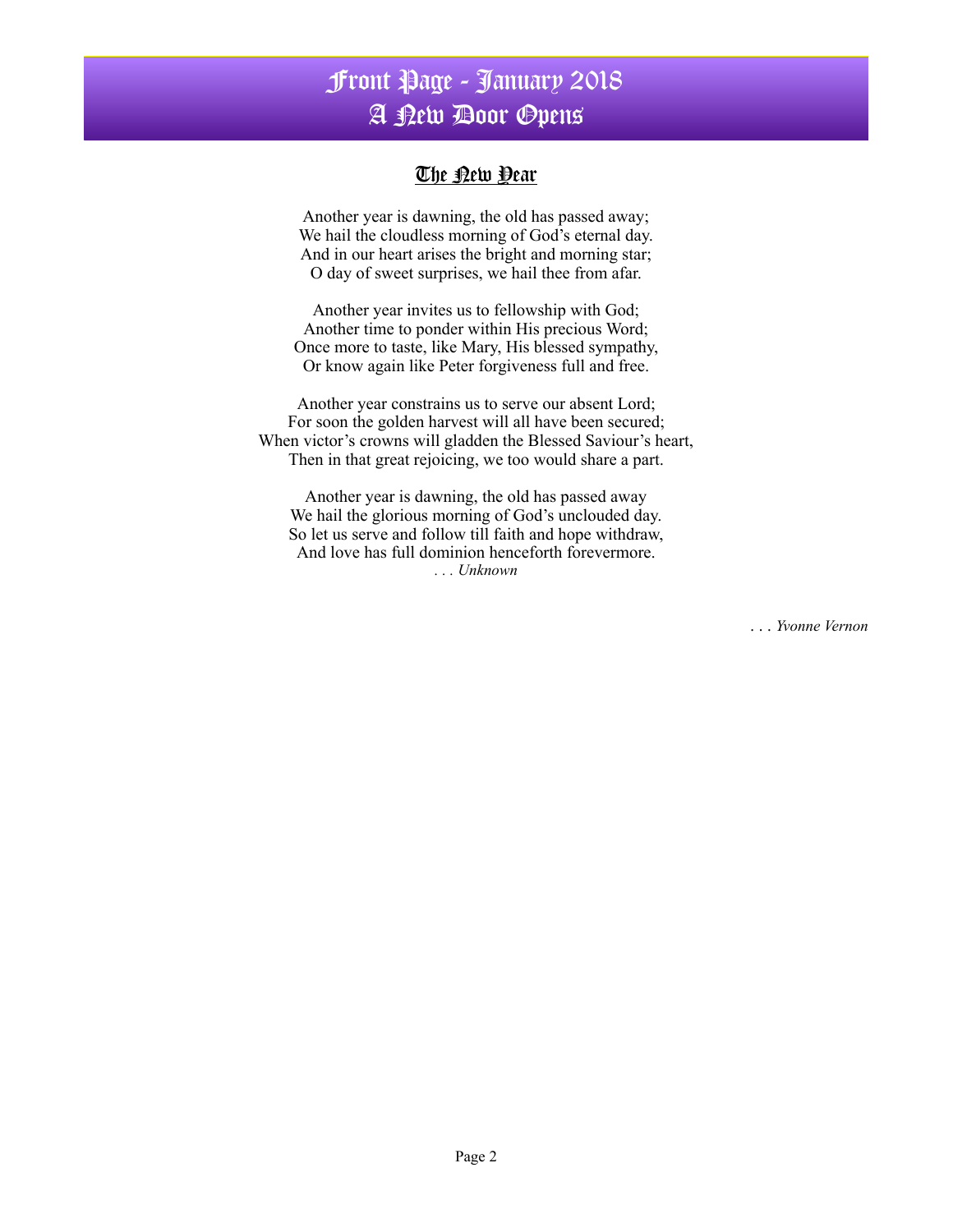# Front Page - January 2018
# A New Door Opens

## The New Year

Another year is dawning, the old has passed away;
We hail the cloudless morning of God's eternal day.
And in our heart arises the bright and morning star;
O day of sweet surprises, we hail thee from afar.

Another year invites us to fellowship with God;
Another time to ponder within His precious Word;
Once more to taste, like Mary, His blessed sympathy,
Or know again like Peter forgiveness full and free.

Another year constrains us to serve our absent Lord;
For soon the golden harvest will all have been secured;
When victor's crowns will gladden the Blessed Saviour's heart,
Then in that great rejoicing, we too would share a part.

Another year is dawning, the old has passed away
We hail the glorious morning of God's unclouded day.
So let us serve and follow till faith and hope withdraw,
And love has full dominion henceforth forevermore.
*. . . Unknown*

*. . . Yvonne Vernon*